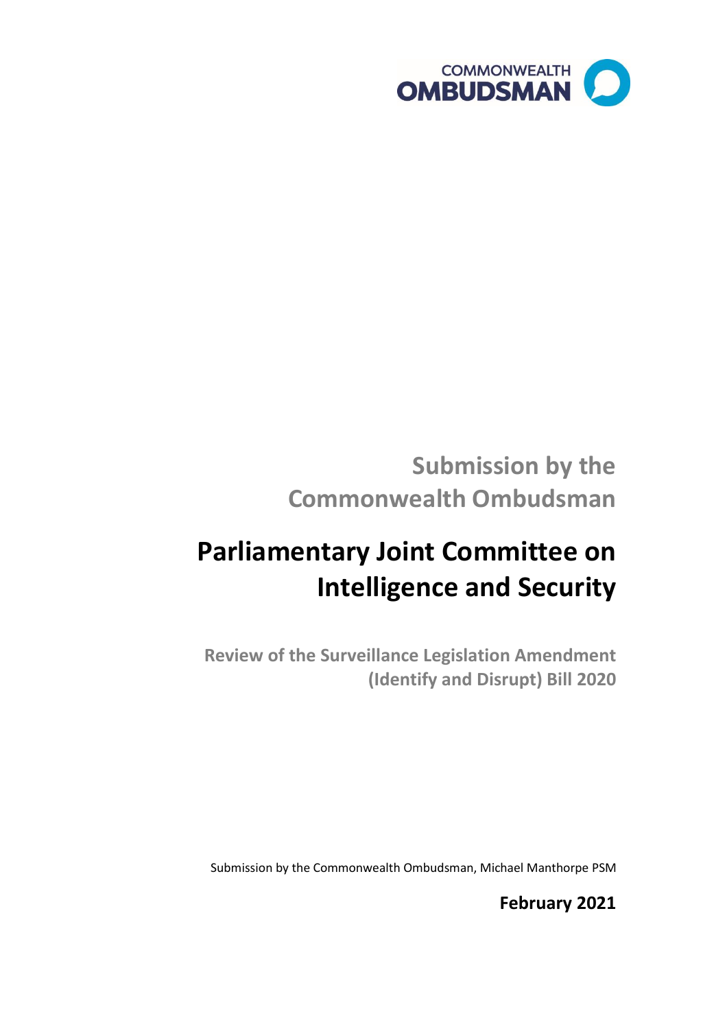COMMONWEALTH OMBUDSMAN

## Submission by the Commonwealth Ombudsman

# Parliamentary Joint Committee on Intelligence and Security

### Review of the Surveillance Legislation Amendment (Identify and Disrupt) Bill 2020

Submission by the Commonwealth Ombudsman, Michael Manthorpe PSM

**February 2021**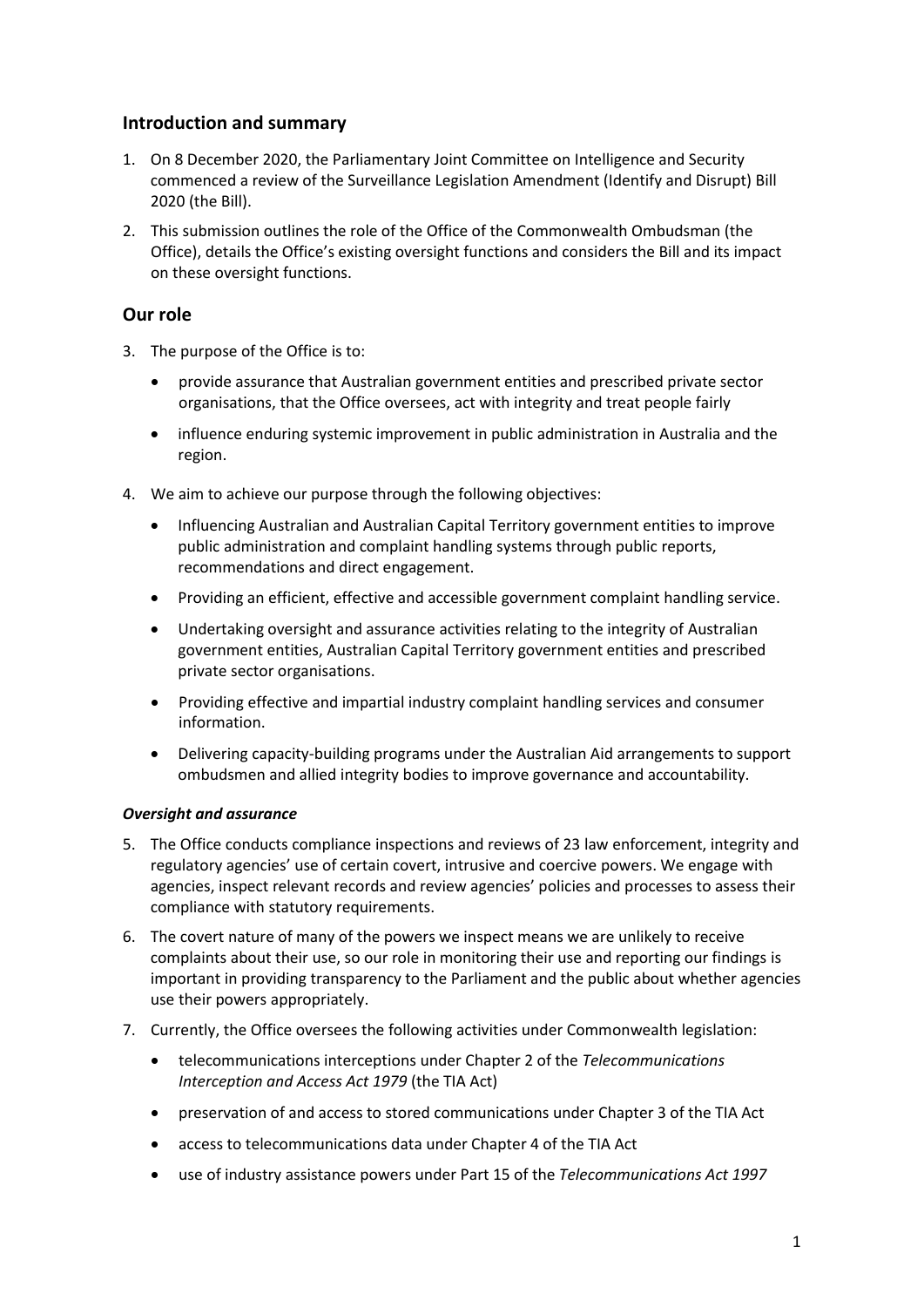## Introduction and summary

1. On 8 December 2020, the Parliamentary Joint Committee on Intelligence and Security commenced a review of the Surveillance Legislation Amendment (Identify and Disrupt) Bill 2020 (the Bill).
2. This submission outlines the role of the Office of the Commonwealth Ombudsman (the Office), details the Office's existing oversight functions and considers the Bill and its impact on these oversight functions.

## Our role

3. The purpose of the Office is to:
   - provide assurance that Australian government entities and prescribed private sector organisations, that the Office oversees, act with integrity and treat people fairly
   - influence enduring systemic improvement in public administration in Australia and the region.
4. We aim to achieve our purpose through the following objectives:
   - Influencing Australian and Australian Capital Territory government entities to improve public administration and complaint handling systems through public reports, recommendations and direct engagement.
   - Providing an efficient, effective and accessible government complaint handling service.
   - Undertaking oversight and assurance activities relating to the integrity of Australian government entities, Australian Capital Territory government entities and prescribed private sector organisations.
   - Providing effective and impartial industry complaint handling services and consumer information.
   - Delivering capacity-building programs under the Australian Aid arrangements to support ombudsmen and allied integrity bodies to improve governance and accountability.

### *Oversight and assurance*

5. The Office conducts compliance inspections and reviews of 23 law enforcement, integrity and regulatory agencies' use of certain covert, intrusive and coercive powers. We engage with agencies, inspect relevant records and review agencies' policies and processes to assess their compliance with statutory requirements.
6. The covert nature of many of the powers we inspect means we are unlikely to receive complaints about their use, so our role in monitoring their use and reporting our findings is important in providing transparency to the Parliament and the public about whether agencies use their powers appropriately.
7. Currently, the Office oversees the following activities under Commonwealth legislation:
   - telecommunications interceptions under Chapter 2 of the *Telecommunications Interception and Access Act 1979* (the TIA Act)
   - preservation of and access to stored communications under Chapter 3 of the TIA Act
   - access to telecommunications data under Chapter 4 of the TIA Act
   - use of industry assistance powers under Part 15 of the *Telecommunications Act 1997*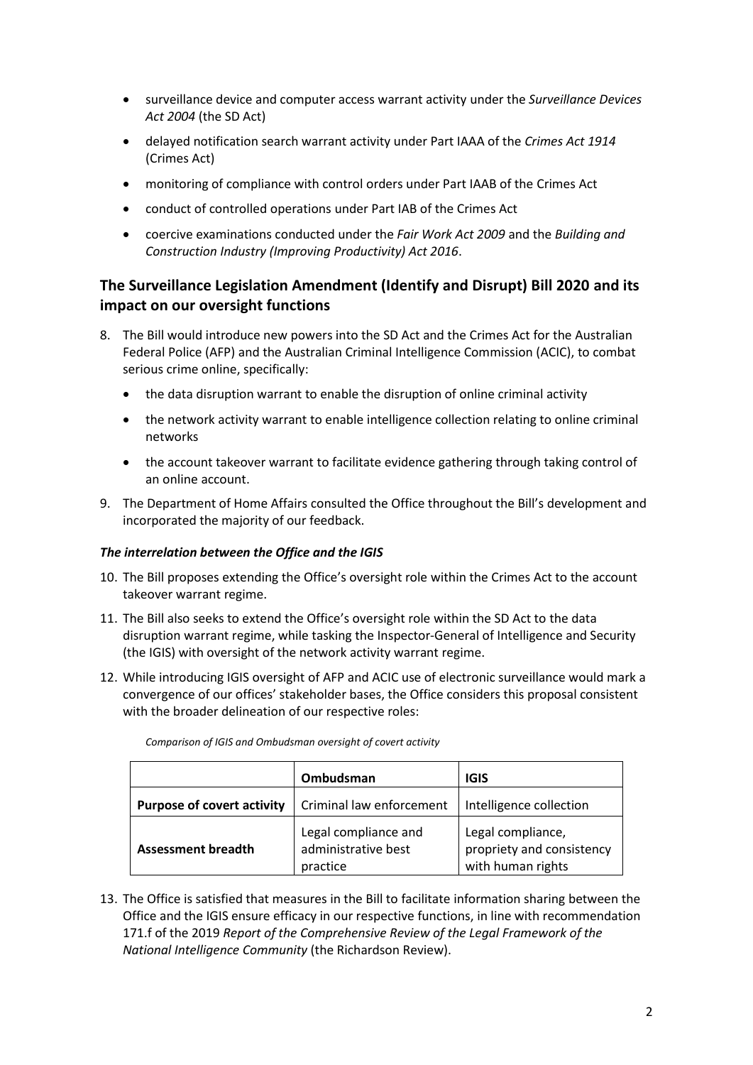- surveillance device and computer access warrant activity under the *Surveillance Devices Act 2004* (the SD Act)
- delayed notification search warrant activity under Part IAAA of the *Crimes Act 1914* (Crimes Act)
- monitoring of compliance with control orders under Part IAAB of the Crimes Act
- conduct of controlled operations under Part IAB of the Crimes Act
- coercive examinations conducted under the *Fair Work Act 2009* and the *Building and Construction Industry (Improving Productivity) Act 2016*.

## The Surveillance Legislation Amendment (Identify and Disrupt) Bill 2020 and its impact on our oversight functions

8. The Bill would introduce new powers into the SD Act and the Crimes Act for the Australian Federal Police (AFP) and the Australian Criminal Intelligence Commission (ACIC), to combat serious crime online, specifically:
   - the data disruption warrant to enable the disruption of online criminal activity
   - the network activity warrant to enable intelligence collection relating to online criminal networks
   - the account takeover warrant to facilitate evidence gathering through taking control of an online account.
9. The Department of Home Affairs consulted the Office throughout the Bill's development and incorporated the majority of our feedback.

### *The interrelation between the Office and the IGIS*

10. The Bill proposes extending the Office's oversight role within the Crimes Act to the account takeover warrant regime.
11. The Bill also seeks to extend the Office's oversight role within the SD Act to the data disruption warrant regime, while tasking the Inspector-General of Intelligence and Security (the IGIS) with oversight of the network activity warrant regime.
12. While introducing IGIS oversight of AFP and ACIC use of electronic surveillance would mark a convergence of our offices' stakeholder bases, the Office considers this proposal consistent with the broader delineation of our respective roles:

*Comparison of IGIS and Ombudsman oversight of covert activity*

| | Ombudsman | IGIS |
|---|---|---|
| **Purpose of covert activity** | Criminal law enforcement | Intelligence collection |
| **Assessment breadth** | Legal compliance and administrative best practice | Legal compliance, propriety and consistency with human rights |

13. The Office is satisfied that measures in the Bill to facilitate information sharing between the Office and the IGIS ensure efficacy in our respective functions, in line with recommendation 171.f of the 2019 *Report of the Comprehensive Review of the Legal Framework of the National Intelligence Community* (the Richardson Review).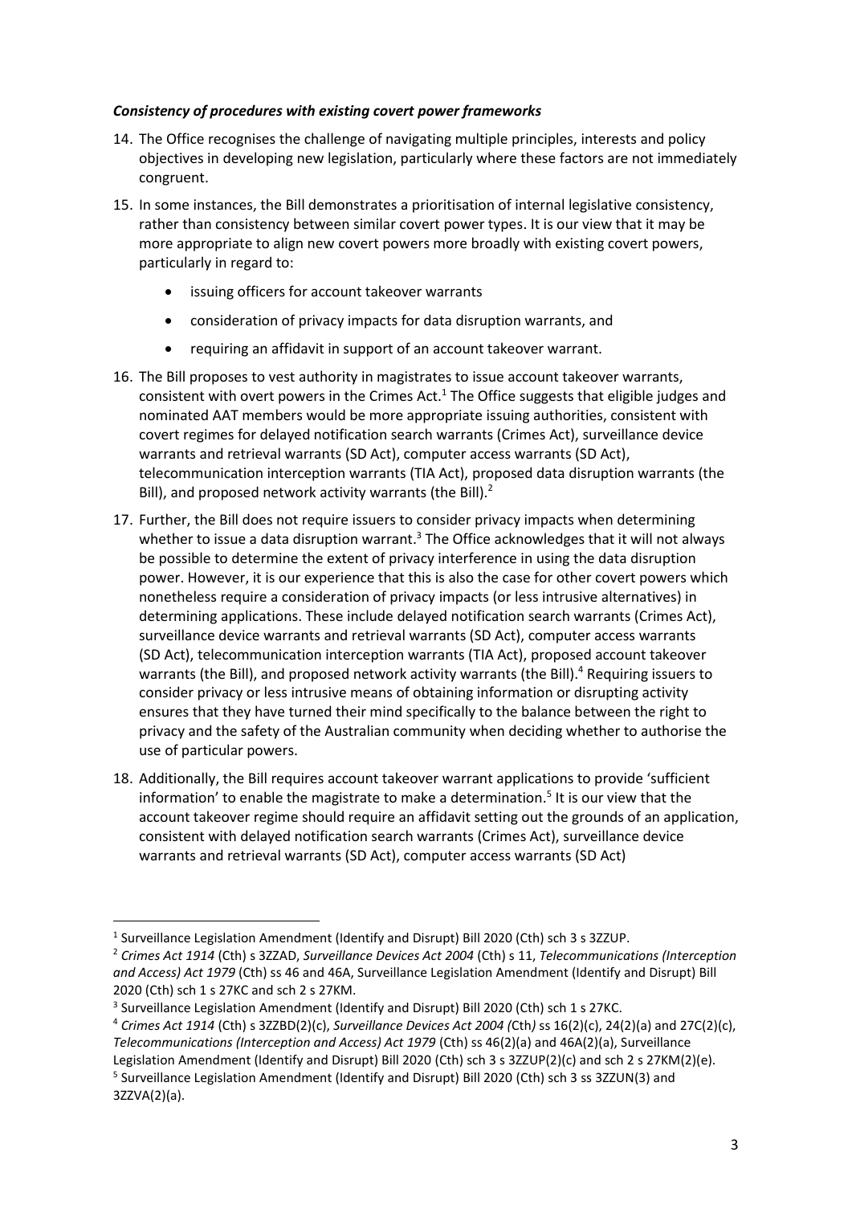### *Consistency of procedures with existing covert power frameworks*

14. The Office recognises the challenge of navigating multiple principles, interests and policy objectives in developing new legislation, particularly where these factors are not immediately congruent.

15. In some instances, the Bill demonstrates a prioritisation of internal legislative consistency, rather than consistency between similar covert power types. It is our view that it may be more appropriate to align new covert powers more broadly with existing covert powers, particularly in regard to:

    - issuing officers for account takeover warrants
    - consideration of privacy impacts for data disruption warrants, and
    - requiring an affidavit in support of an account takeover warrant.

16. The Bill proposes to vest authority in magistrates to issue account takeover warrants, consistent with overt powers in the Crimes Act.[1] The Office suggests that eligible judges and nominated AAT members would be more appropriate issuing authorities, consistent with covert regimes for delayed notification search warrants (Crimes Act), surveillance device warrants and retrieval warrants (SD Act), computer access warrants (SD Act), telecommunication interception warrants (TIA Act), proposed data disruption warrants (the Bill), and proposed network activity warrants (the Bill).[2]

17. Further, the Bill does not require issuers to consider privacy impacts when determining whether to issue a data disruption warrant.[3] The Office acknowledges that it will not always be possible to determine the extent of privacy interference in using the data disruption power. However, it is our experience that this is also the case for other covert powers which nonetheless require a consideration of privacy impacts (or less intrusive alternatives) in determining applications. These include delayed notification search warrants (Crimes Act), surveillance device warrants and retrieval warrants (SD Act), computer access warrants (SD Act), telecommunication interception warrants (TIA Act), proposed account takeover warrants (the Bill), and proposed network activity warrants (the Bill).[4] Requiring issuers to consider privacy or less intrusive means of obtaining information or disrupting activity ensures that they have turned their mind specifically to the balance between the right to privacy and the safety of the Australian community when deciding whether to authorise the use of particular powers.

18. Additionally, the Bill requires account takeover warrant applications to provide 'sufficient information' to enable the magistrate to make a determination.[5] It is our view that the account takeover regime should require an affidavit setting out the grounds of an application, consistent with delayed notification search warrants (Crimes Act), surveillance device warrants and retrieval warrants (SD Act), computer access warrants (SD Act)

---

[1] Surveillance Legislation Amendment (Identify and Disrupt) Bill 2020 (Cth) sch 3 s 3ZZUP.

[2] *Crimes Act 1914* (Cth) s 3ZZAD, *Surveillance Devices Act 2004* (Cth) s 11, *Telecommunications (Interception and Access) Act 1979* (Cth) ss 46 and 46A, Surveillance Legislation Amendment (Identify and Disrupt) Bill 2020 (Cth) sch 1 s 27KC and sch 2 s 27KM.

[3] Surveillance Legislation Amendment (Identify and Disrupt) Bill 2020 (Cth) sch 1 s 27KC.

[4] *Crimes Act 1914* (Cth) s 3ZZBD(2)(c), *Surveillance Devices Act 2004 (Cth)* ss 16(2)(c), 24(2)(a) and 27C(2)(c), *Telecommunications (Interception and Access) Act 1979* (Cth) ss 46(2)(a) and 46A(2)(a), Surveillance Legislation Amendment (Identify and Disrupt) Bill 2020 (Cth) sch 3 s 3ZZUP(2)(c) and sch 2 s 27KM(2)(e).

[5] Surveillance Legislation Amendment (Identify and Disrupt) Bill 2020 (Cth) sch 3 ss 3ZZUN(3) and 3ZZVA(2)(a).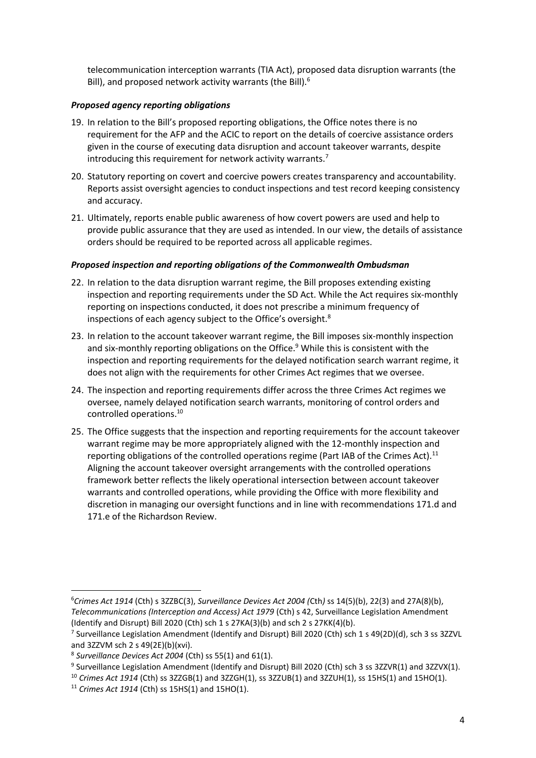telecommunication interception warrants (TIA Act), proposed data disruption warrants (the Bill), and proposed network activity warrants (the Bill).[6]

### *Proposed agency reporting obligations*

19. In relation to the Bill's proposed reporting obligations, the Office notes there is no requirement for the AFP and the ACIC to report on the details of coercive assistance orders given in the course of executing data disruption and account takeover warrants, despite introducing this requirement for network activity warrants.[7]

20. Statutory reporting on covert and coercive powers creates transparency and accountability. Reports assist oversight agencies to conduct inspections and test record keeping consistency and accuracy.

21. Ultimately, reports enable public awareness of how covert powers are used and help to provide public assurance that they are used as intended. In our view, the details of assistance orders should be required to be reported across all applicable regimes.

### *Proposed inspection and reporting obligations of the Commonwealth Ombudsman*

22. In relation to the data disruption warrant regime, the Bill proposes extending existing inspection and reporting requirements under the SD Act. While the Act requires six-monthly reporting on inspections conducted, it does not prescribe a minimum frequency of inspections of each agency subject to the Office's oversight.[8]

23. In relation to the account takeover warrant regime, the Bill imposes six-monthly inspection and six-monthly reporting obligations on the Office.[9] While this is consistent with the inspection and reporting requirements for the delayed notification search warrant regime, it does not align with the requirements for other Crimes Act regimes that we oversee.

24. The inspection and reporting requirements differ across the three Crimes Act regimes we oversee, namely delayed notification search warrants, monitoring of control orders and controlled operations.[10]

25. The Office suggests that the inspection and reporting requirements for the account takeover warrant regime may be more appropriately aligned with the 12-monthly inspection and reporting obligations of the controlled operations regime (Part IAB of the Crimes Act).[11] Aligning the account takeover oversight arrangements with the controlled operations framework better reflects the likely operational intersection between account takeover warrants and controlled operations, while providing the Office with more flexibility and discretion in managing our oversight functions and in line with recommendations 171.d and 171.e of the Richardson Review.

---

[6] *Crimes Act 1914* (Cth) s 3ZZBC(3), *Surveillance Devices Act 2004 (*Cth*)* ss 14(5)(b), 22(3) and 27A(8)(b), *Telecommunications (Interception and Access) Act 1979* (Cth) s 42, Surveillance Legislation Amendment (Identify and Disrupt) Bill 2020 (Cth) sch 1 s 27KA(3)(b) and sch 2 s 27KK(4)(b).

[7] Surveillance Legislation Amendment (Identify and Disrupt) Bill 2020 (Cth) sch 1 s 49(2D)(d), sch 3 ss 3ZZVL and 3ZZVM sch 2 s 49(2E)(b)(xvi).

[8] *Surveillance Devices Act 2004* (Cth) ss 55(1) and 61(1).

[9] Surveillance Legislation Amendment (Identify and Disrupt) Bill 2020 (Cth) sch 3 ss 3ZZVR(1) and 3ZZVX(1).

[10] *Crimes Act 1914* (Cth) ss 3ZZGB(1) and 3ZZGH(1), ss 3ZZUB(1) and 3ZZUH(1), ss 15HS(1) and 15HO(1).

[11] *Crimes Act 1914* (Cth) ss 15HS(1) and 15HO(1).